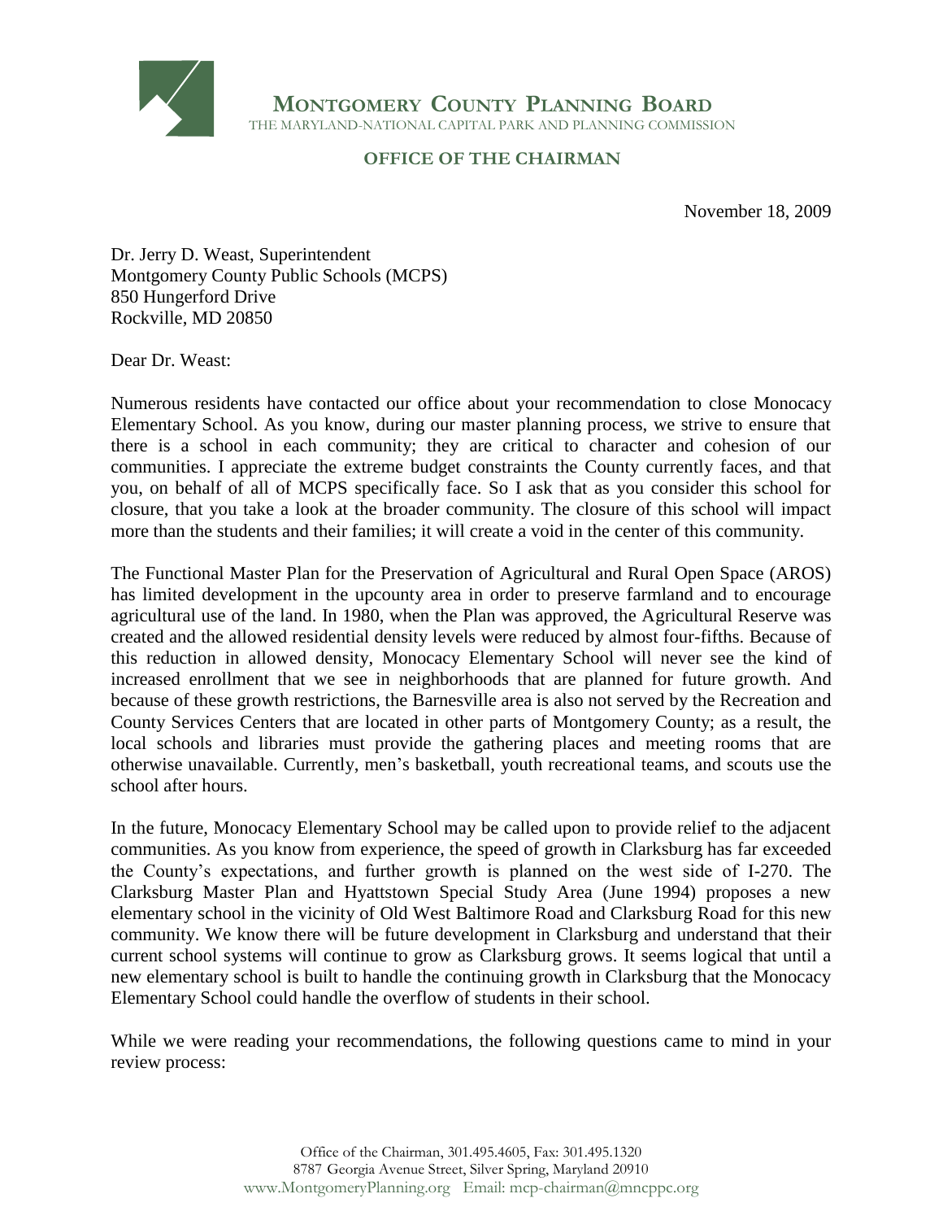**MONTGOMERY COUNTY PLANNING BOARD**
THE MARYLAND-NATIONAL CAPITAL PARK AND PLANNING COMMISSION

**OFFICE OF THE CHAIRMAN**

November 18, 2009

Dr. Jerry D. Weast, Superintendent
Montgomery County Public Schools (MCPS)
850 Hungerford Drive
Rockville, MD 20850

Dear Dr. Weast:

Numerous residents have contacted our office about your recommendation to close Monocacy Elementary School. As you know, during our master planning process, we strive to ensure that there is a school in each community; they are critical to character and cohesion of our communities. I appreciate the extreme budget constraints the County currently faces, and that you, on behalf of all of MCPS specifically face. So I ask that as you consider this school for closure, that you take a look at the broader community. The closure of this school will impact more than the students and their families; it will create a void in the center of this community.

The Functional Master Plan for the Preservation of Agricultural and Rural Open Space (AROS) has limited development in the upcounty area in order to preserve farmland and to encourage agricultural use of the land. In 1980, when the Plan was approved, the Agricultural Reserve was created and the allowed residential density levels were reduced by almost four-fifths. Because of this reduction in allowed density, Monocacy Elementary School will never see the kind of increased enrollment that we see in neighborhoods that are planned for future growth. And because of these growth restrictions, the Barnesville area is also not served by the Recreation and County Services Centers that are located in other parts of Montgomery County; as a result, the local schools and libraries must provide the gathering places and meeting rooms that are otherwise unavailable. Currently, men's basketball, youth recreational teams, and scouts use the school after hours.

In the future, Monocacy Elementary School may be called upon to provide relief to the adjacent communities. As you know from experience, the speed of growth in Clarksburg has far exceeded the County's expectations, and further growth is planned on the west side of I-270. The Clarksburg Master Plan and Hyattstown Special Study Area (June 1994) proposes a new elementary school in the vicinity of Old West Baltimore Road and Clarksburg Road for this new community. We know there will be future development in Clarksburg and understand that their current school systems will continue to grow as Clarksburg grows. It seems logical that until a new elementary school is built to handle the continuing growth in Clarksburg that the Monocacy Elementary School could handle the overflow of students in their school.

While we were reading your recommendations, the following questions came to mind in your review process:

Office of the Chairman, 301.495.4605, Fax: 301.495.1320
8787 Georgia Avenue Street, Silver Spring, Maryland 20910
www.MontgomeryPlanning.org Email: mcp-chairman@mncppc.org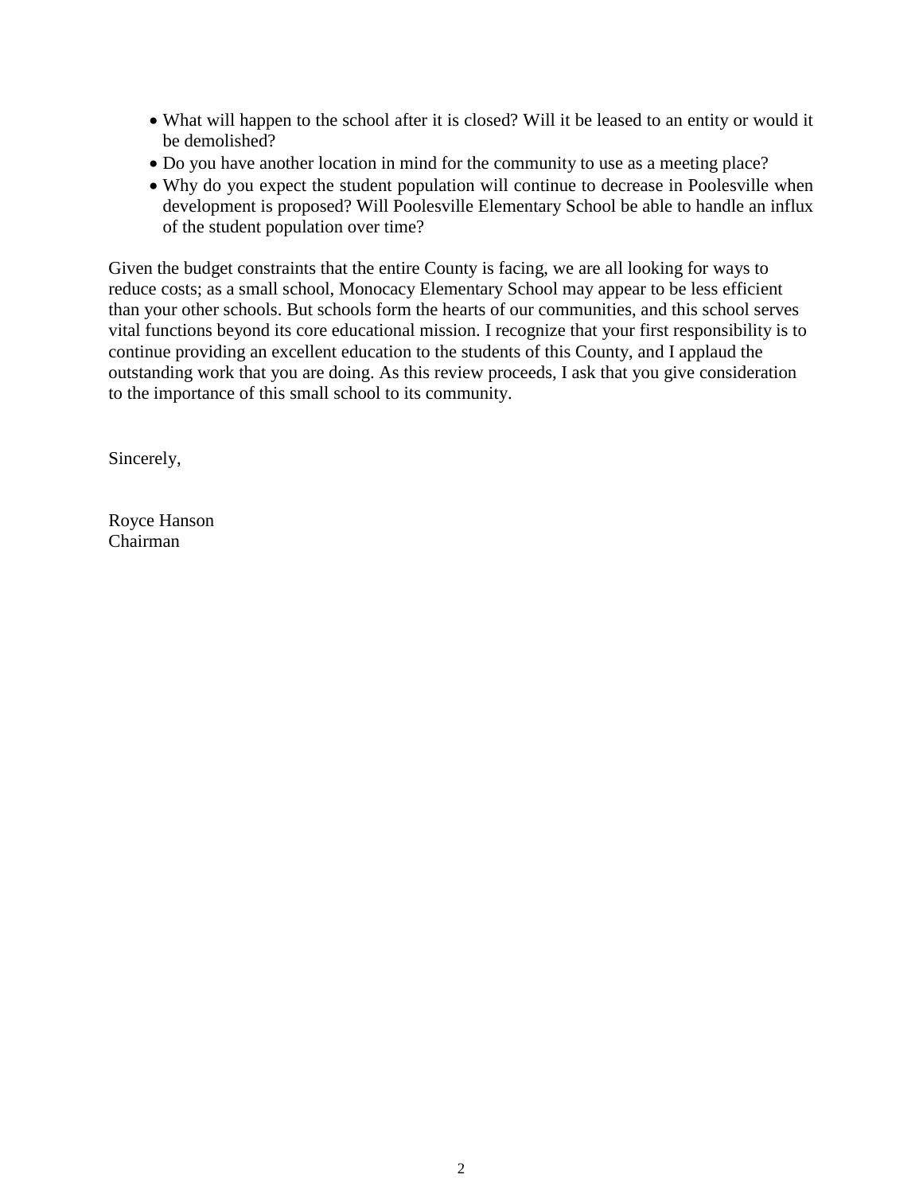- What will happen to the school after it is closed? Will it be leased to an entity or would it be demolished?
- Do you have another location in mind for the community to use as a meeting place?
- Why do you expect the student population will continue to decrease in Poolesville when development is proposed? Will Poolesville Elementary School be able to handle an influx of the student population over time?

Given the budget constraints that the entire County is facing, we are all looking for ways to reduce costs; as a small school, Monocacy Elementary School may appear to be less efficient than your other schools. But schools form the hearts of our communities, and this school serves vital functions beyond its core educational mission. I recognize that your first responsibility is to continue providing an excellent education to the students of this County, and I applaud the outstanding work that you are doing. As this review proceeds, I ask that you give consideration to the importance of this small school to its community.

Sincerely,

Royce Hanson
Chairman